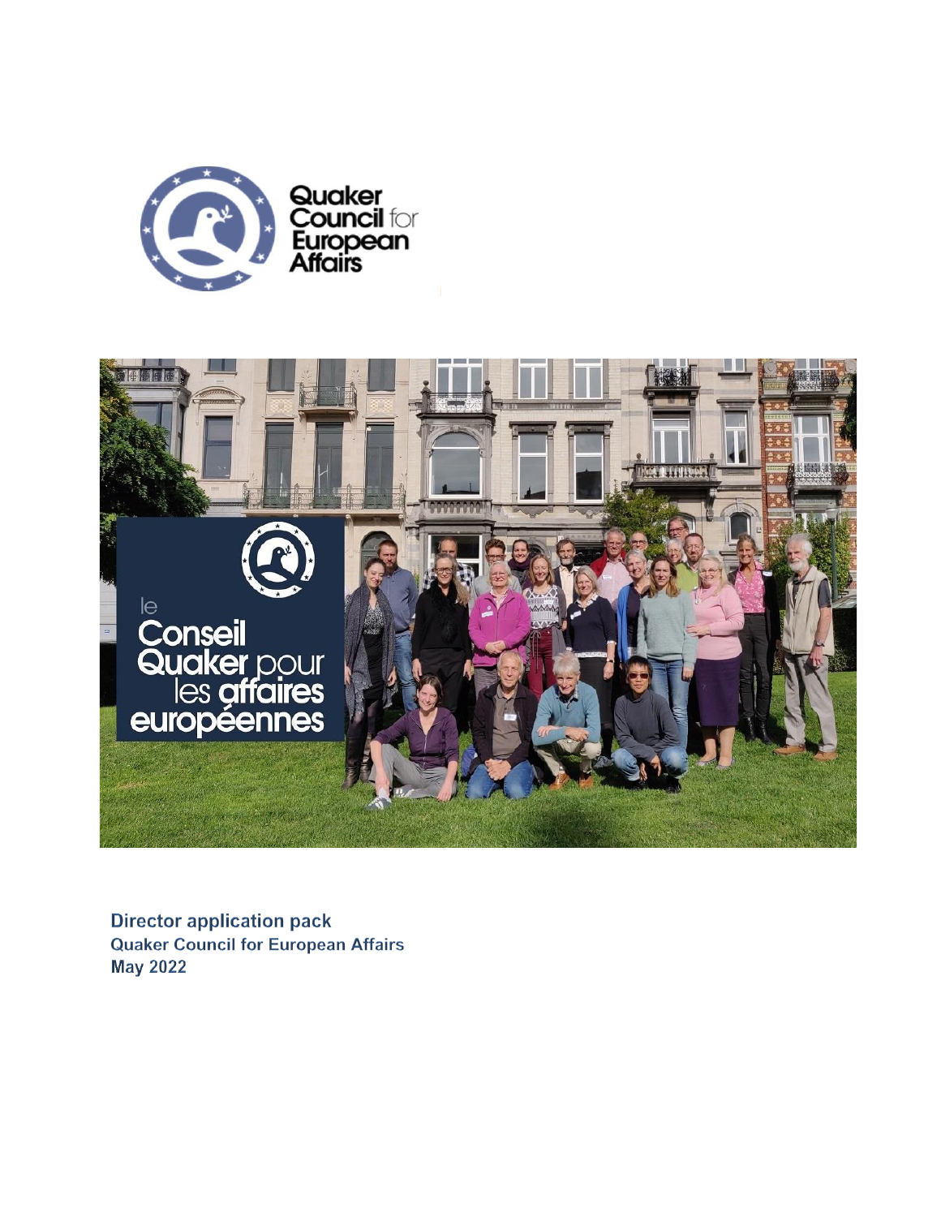Quaker Council for European Affairs

le Conseil Quaker pour les affaires européennes

**Director application pack**
**Quaker Council for European Affairs**
**May 2022**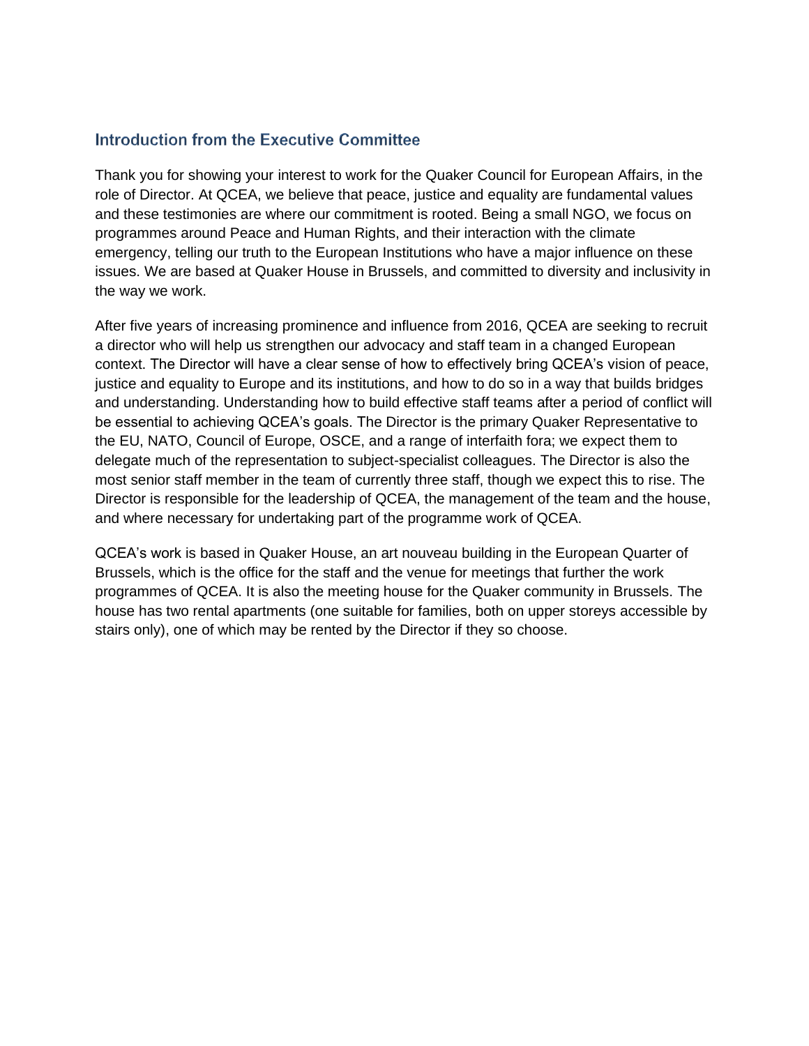## Introduction from the Executive Committee

Thank you for showing your interest to work for the Quaker Council for European Affairs, in the role of Director. At QCEA, we believe that peace, justice and equality are fundamental values and these testimonies are where our commitment is rooted. Being a small NGO, we focus on programmes around Peace and Human Rights, and their interaction with the climate emergency, telling our truth to the European Institutions who have a major influence on these issues. We are based at Quaker House in Brussels, and committed to diversity and inclusivity in the way we work.

After five years of increasing prominence and influence from 2016, QCEA are seeking to recruit a director who will help us strengthen our advocacy and staff team in a changed European context. The Director will have a clear sense of how to effectively bring QCEA's vision of peace, justice and equality to Europe and its institutions, and how to do so in a way that builds bridges and understanding. Understanding how to build effective staff teams after a period of conflict will be essential to achieving QCEA's goals. The Director is the primary Quaker Representative to the EU, NATO, Council of Europe, OSCE, and a range of interfaith fora; we expect them to delegate much of the representation to subject-specialist colleagues. The Director is also the most senior staff member in the team of currently three staff, though we expect this to rise. The Director is responsible for the leadership of QCEA, the management of the team and the house, and where necessary for undertaking part of the programme work of QCEA.

QCEA's work is based in Quaker House, an art nouveau building in the European Quarter of Brussels, which is the office for the staff and the venue for meetings that further the work programmes of QCEA. It is also the meeting house for the Quaker community in Brussels. The house has two rental apartments (one suitable for families, both on upper storeys accessible by stairs only), one of which may be rented by the Director if they so choose.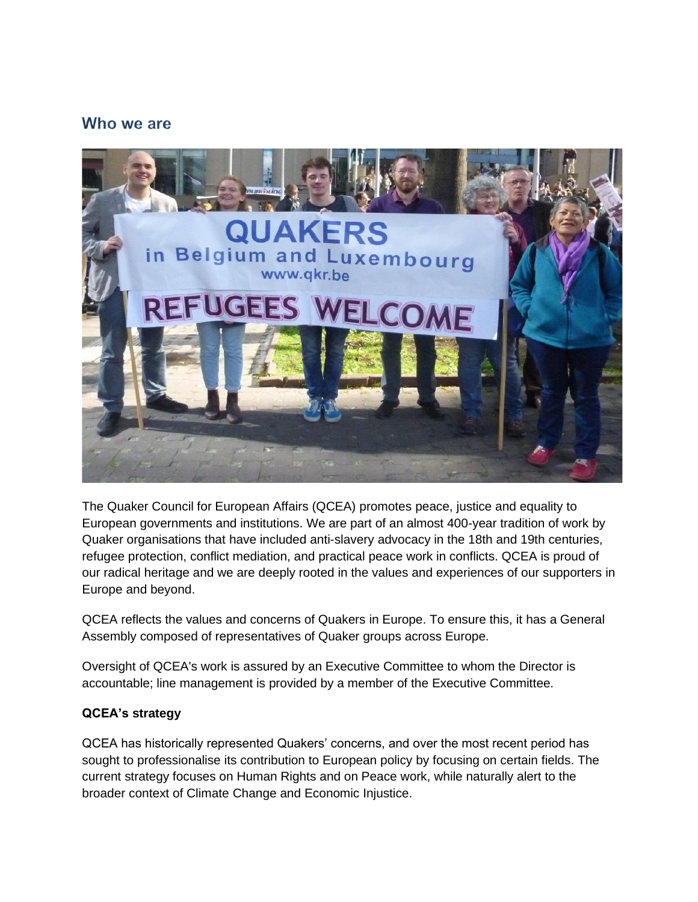## Who we are

The Quaker Council for European Affairs (QCEA) promotes peace, justice and equality to European governments and institutions. We are part of an almost 400-year tradition of work by Quaker organisations that have included anti-slavery advocacy in the 18th and 19th centuries, refugee protection, conflict mediation, and practical peace work in conflicts. QCEA is proud of our radical heritage and we are deeply rooted in the values and experiences of our supporters in Europe and beyond.

QCEA reflects the values and concerns of Quakers in Europe. To ensure this, it has a General Assembly composed of representatives of Quaker groups across Europe.

Oversight of QCEA's work is assured by an Executive Committee to whom the Director is accountable; line management is provided by a member of the Executive Committee.

**QCEA's strategy**

QCEA has historically represented Quakers' concerns, and over the most recent period has sought to professionalise its contribution to European policy by focusing on certain fields. The current strategy focuses on Human Rights and on Peace work, while naturally alert to the broader context of Climate Change and Economic Injustice.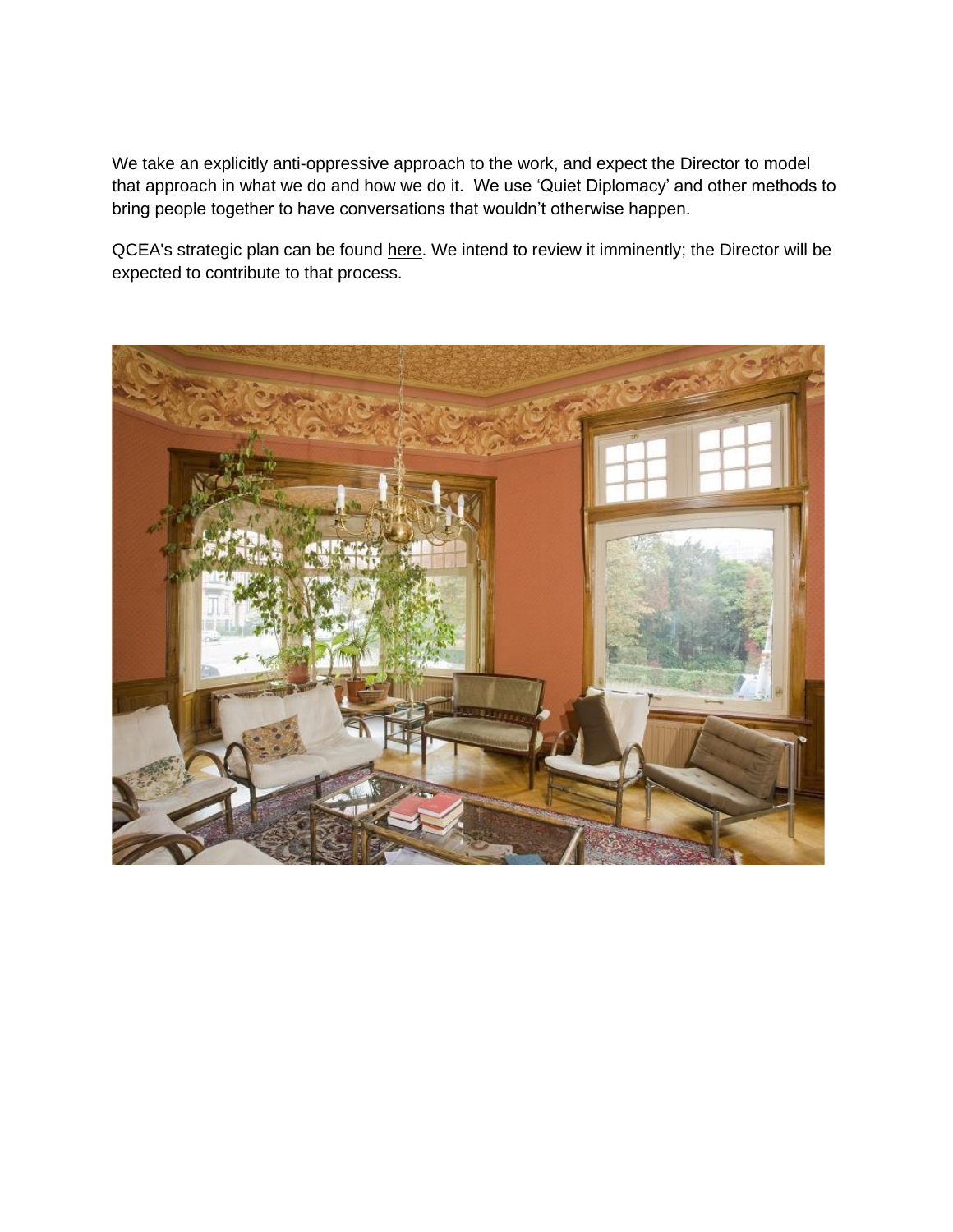We take an explicitly anti-oppressive approach to the work, and expect the Director to model that approach in what we do and how we do it. We use 'Quiet Diplomacy' and other methods to bring people together to have conversations that wouldn't otherwise happen.

QCEA's strategic plan can be found here. We intend to review it imminently; the Director will be expected to contribute to that process.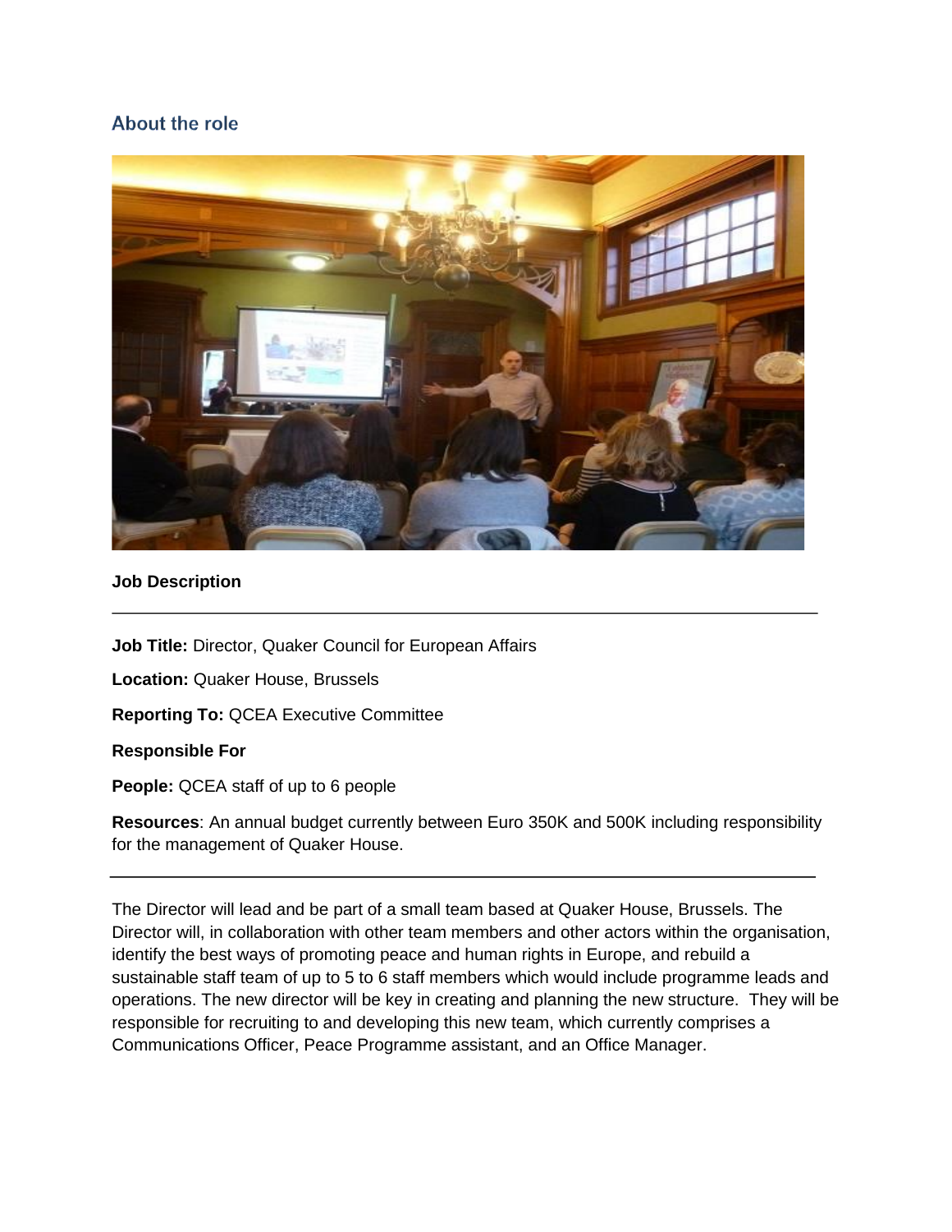## About the role

**Job Description**

---

**Job Title:** Director, Quaker Council for European Affairs

**Location:** Quaker House, Brussels

**Reporting To:** QCEA Executive Committee

**Responsible For**

**People:** QCEA staff of up to 6 people

**Resources**: An annual budget currently between Euro 350K and 500K including responsibility for the management of Quaker House.

---

The Director will lead and be part of a small team based at Quaker House, Brussels. The Director will, in collaboration with other team members and other actors within the organisation, identify the best ways of promoting peace and human rights in Europe, and rebuild a sustainable staff team of up to 5 to 6 staff members which would include programme leads and operations. The new director will be key in creating and planning the new structure. They will be responsible for recruiting to and developing this new team, which currently comprises a Communications Officer, Peace Programme assistant, and an Office Manager.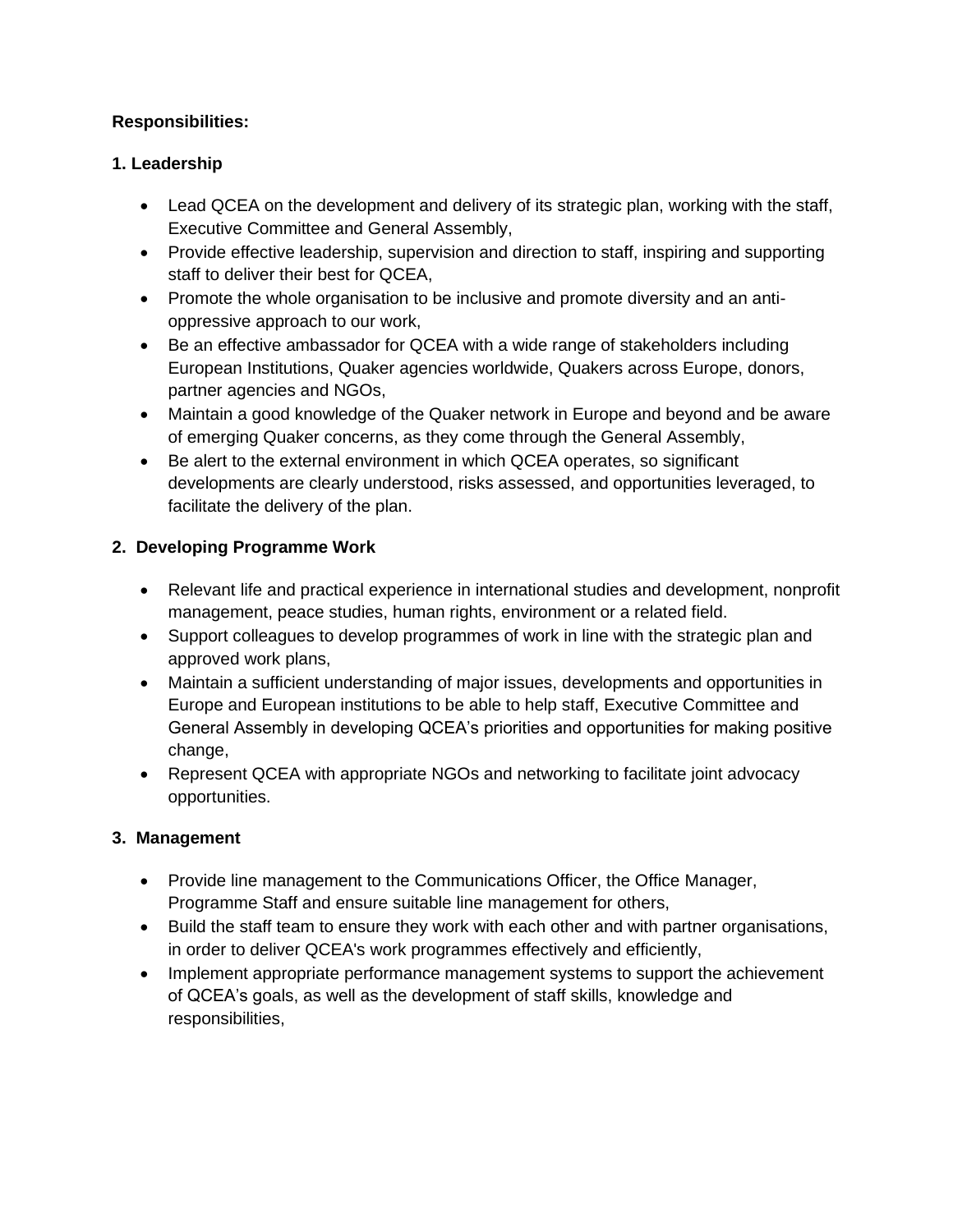**Responsibilities:**

**1. Leadership**

- Lead QCEA on the development and delivery of its strategic plan, working with the staff, Executive Committee and General Assembly,
- Provide effective leadership, supervision and direction to staff, inspiring and supporting staff to deliver their best for QCEA,
- Promote the whole organisation to be inclusive and promote diversity and an anti-oppressive approach to our work,
- Be an effective ambassador for QCEA with a wide range of stakeholders including European Institutions, Quaker agencies worldwide, Quakers across Europe, donors, partner agencies and NGOs,
- Maintain a good knowledge of the Quaker network in Europe and beyond and be aware of emerging Quaker concerns, as they come through the General Assembly,
- Be alert to the external environment in which QCEA operates, so significant developments are clearly understood, risks assessed, and opportunities leveraged, to facilitate the delivery of the plan.

**2. Developing Programme Work**

- Relevant life and practical experience in international studies and development, nonprofit management, peace studies, human rights, environment or a related field.
- Support colleagues to develop programmes of work in line with the strategic plan and approved work plans,
- Maintain a sufficient understanding of major issues, developments and opportunities in Europe and European institutions to be able to help staff, Executive Committee and General Assembly in developing QCEA's priorities and opportunities for making positive change,
- Represent QCEA with appropriate NGOs and networking to facilitate joint advocacy opportunities.

**3. Management**

- Provide line management to the Communications Officer, the Office Manager, Programme Staff and ensure suitable line management for others,
- Build the staff team to ensure they work with each other and with partner organisations, in order to deliver QCEA's work programmes effectively and efficiently,
- Implement appropriate performance management systems to support the achievement of QCEA's goals, as well as the development of staff skills, knowledge and responsibilities,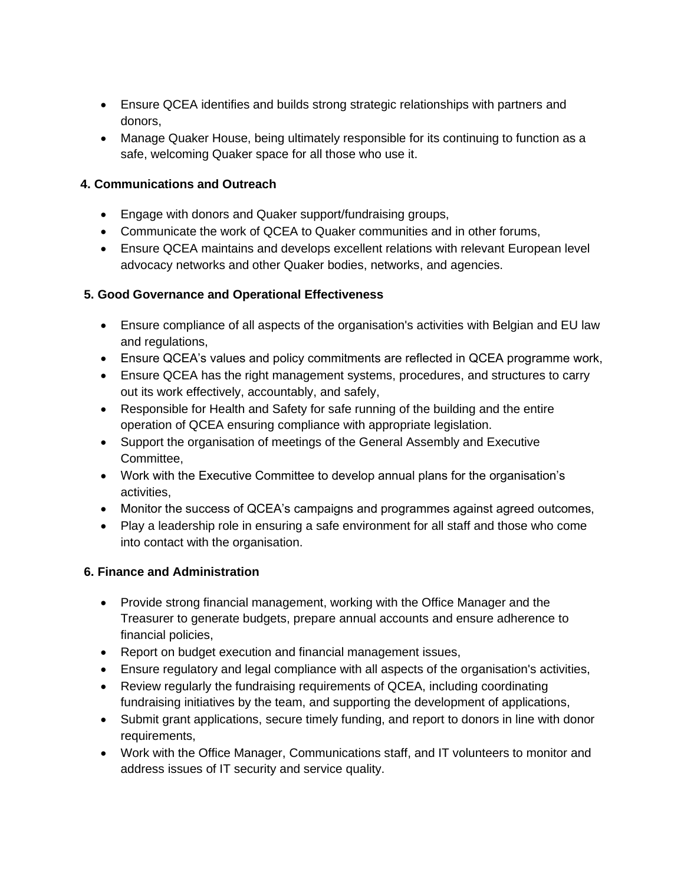- Ensure QCEA identifies and builds strong strategic relationships with partners and donors,
- Manage Quaker House, being ultimately responsible for its continuing to function as a safe, welcoming Quaker space for all those who use it.

**4. Communications and Outreach**

- Engage with donors and Quaker support/fundraising groups,
- Communicate the work of QCEA to Quaker communities and in other forums,
- Ensure QCEA maintains and develops excellent relations with relevant European level advocacy networks and other Quaker bodies, networks, and agencies.

**5. Good Governance and Operational Effectiveness**

- Ensure compliance of all aspects of the organisation's activities with Belgian and EU law and regulations,
- Ensure QCEA's values and policy commitments are reflected in QCEA programme work,
- Ensure QCEA has the right management systems, procedures, and structures to carry out its work effectively, accountably, and safely,
- Responsible for Health and Safety for safe running of the building and the entire operation of QCEA ensuring compliance with appropriate legislation.
- Support the organisation of meetings of the General Assembly and Executive Committee,
- Work with the Executive Committee to develop annual plans for the organisation's activities,
- Monitor the success of QCEA's campaigns and programmes against agreed outcomes,
- Play a leadership role in ensuring a safe environment for all staff and those who come into contact with the organisation.

**6. Finance and Administration**

- Provide strong financial management, working with the Office Manager and the Treasurer to generate budgets, prepare annual accounts and ensure adherence to financial policies,
- Report on budget execution and financial management issues,
- Ensure regulatory and legal compliance with all aspects of the organisation's activities,
- Review regularly the fundraising requirements of QCEA, including coordinating fundraising initiatives by the team, and supporting the development of applications,
- Submit grant applications, secure timely funding, and report to donors in line with donor requirements,
- Work with the Office Manager, Communications staff, and IT volunteers to monitor and address issues of IT security and service quality.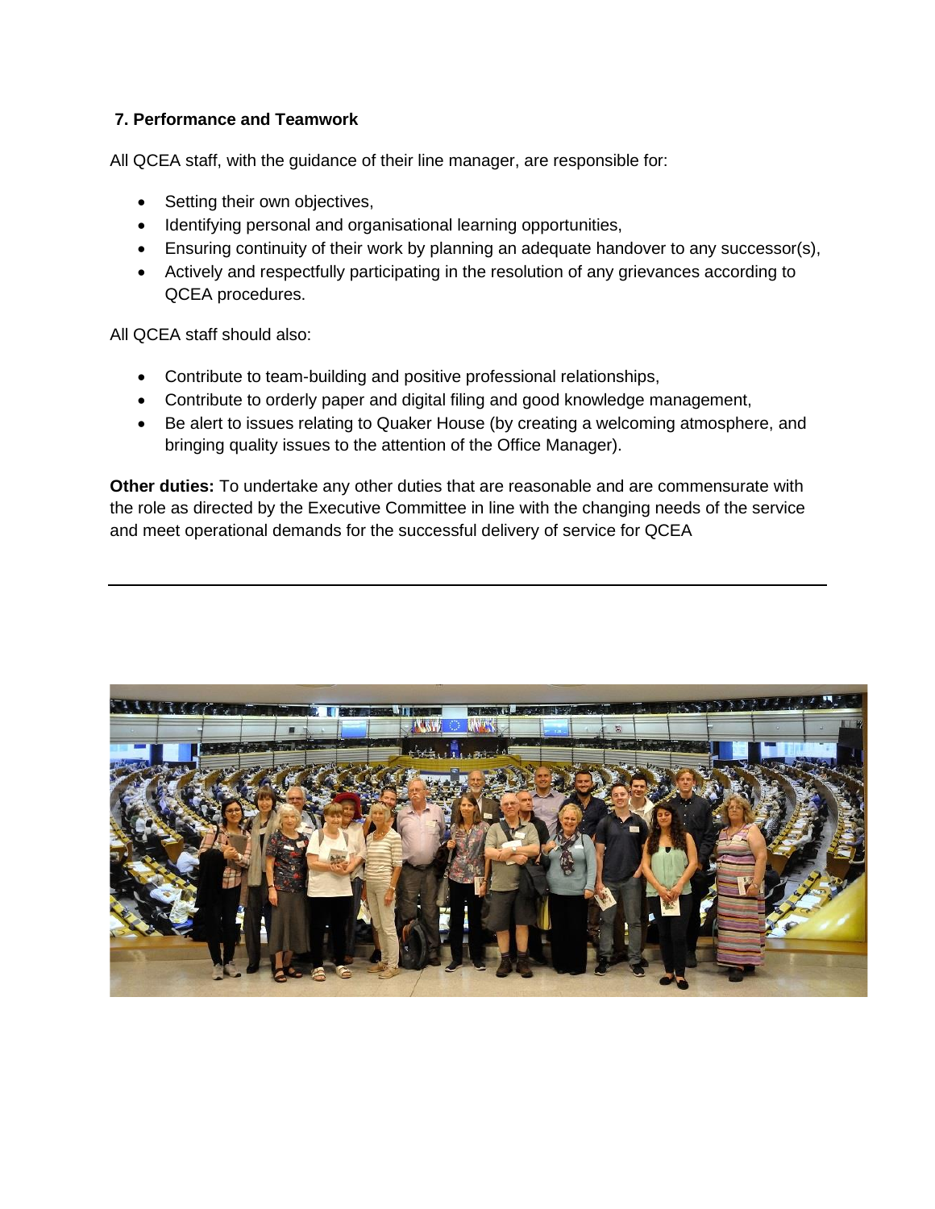### 7. Performance and Teamwork

All QCEA staff, with the guidance of their line manager, are responsible for:

- Setting their own objectives,
- Identifying personal and organisational learning opportunities,
- Ensuring continuity of their work by planning an adequate handover to any successor(s),
- Actively and respectfully participating in the resolution of any grievances according to QCEA procedures.

All QCEA staff should also:

- Contribute to team-building and positive professional relationships,
- Contribute to orderly paper and digital filing and good knowledge management,
- Be alert to issues relating to Quaker House (by creating a welcoming atmosphere, and bringing quality issues to the attention of the Office Manager).

**Other duties:** To undertake any other duties that are reasonable and are commensurate with the role as directed by the Executive Committee in line with the changing needs of the service and meet operational demands for the successful delivery of service for QCEA

---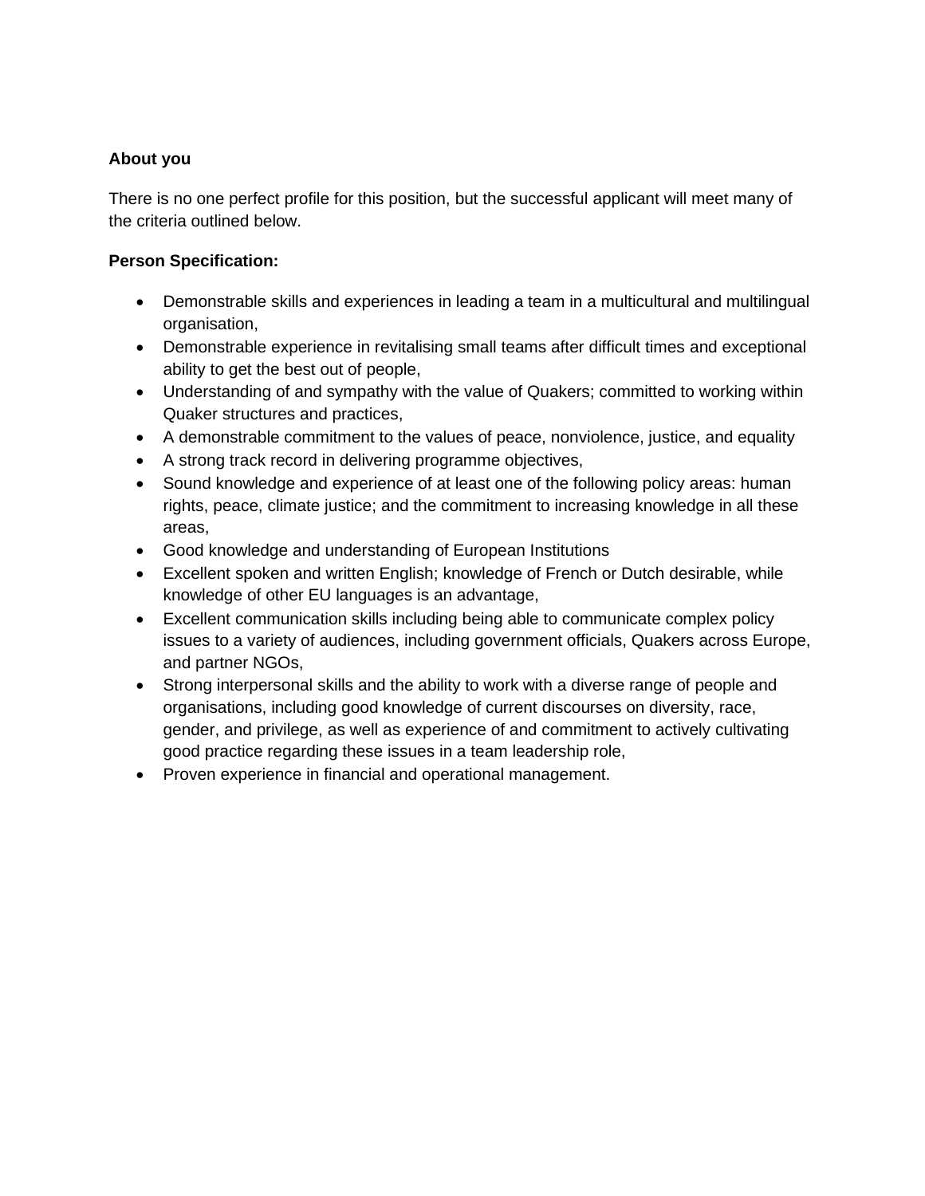**About you**

There is no one perfect profile for this position, but the successful applicant will meet many of the criteria outlined below.

**Person Specification:**

- Demonstrable skills and experiences in leading a team in a multicultural and multilingual organisation,
- Demonstrable experience in revitalising small teams after difficult times and exceptional ability to get the best out of people,
- Understanding of and sympathy with the value of Quakers; committed to working within Quaker structures and practices,
- A demonstrable commitment to the values of peace, nonviolence, justice, and equality
- A strong track record in delivering programme objectives,
- Sound knowledge and experience of at least one of the following policy areas: human rights, peace, climate justice; and the commitment to increasing knowledge in all these areas,
- Good knowledge and understanding of European Institutions
- Excellent spoken and written English; knowledge of French or Dutch desirable, while knowledge of other EU languages is an advantage,
- Excellent communication skills including being able to communicate complex policy issues to a variety of audiences, including government officials, Quakers across Europe, and partner NGOs,
- Strong interpersonal skills and the ability to work with a diverse range of people and organisations, including good knowledge of current discourses on diversity, race, gender, and privilege, as well as experience of and commitment to actively cultivating good practice regarding these issues in a team leadership role,
- Proven experience in financial and operational management.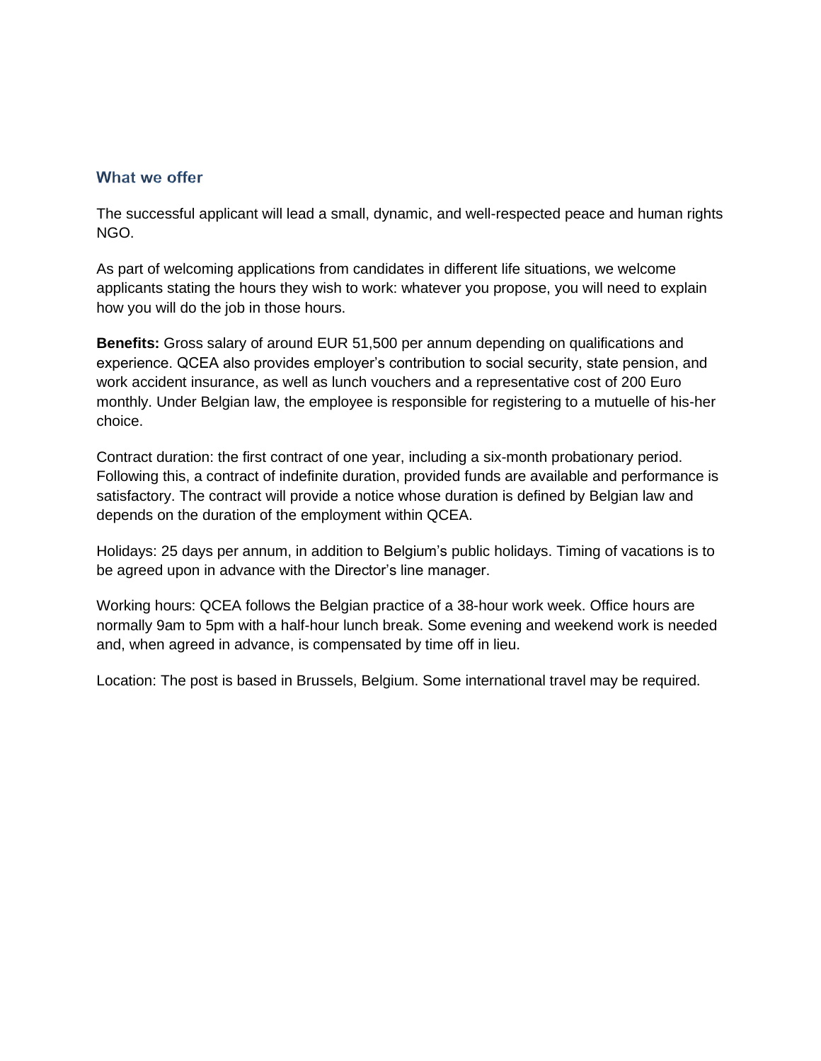### What we offer

The successful applicant will lead a small, dynamic, and well-respected peace and human rights NGO.

As part of welcoming applications from candidates in different life situations, we welcome applicants stating the hours they wish to work: whatever you propose, you will need to explain how you will do the job in those hours.

**Benefits:** Gross salary of around EUR 51,500 per annum depending on qualifications and experience. QCEA also provides employer's contribution to social security, state pension, and work accident insurance, as well as lunch vouchers and a representative cost of 200 Euro monthly. Under Belgian law, the employee is responsible for registering to a mutuelle of his-her choice.

Contract duration: the first contract of one year, including a six-month probationary period. Following this, a contract of indefinite duration, provided funds are available and performance is satisfactory. The contract will provide a notice whose duration is defined by Belgian law and depends on the duration of the employment within QCEA.

Holidays: 25 days per annum, in addition to Belgium's public holidays. Timing of vacations is to be agreed upon in advance with the Director's line manager.

Working hours: QCEA follows the Belgian practice of a 38-hour work week. Office hours are normally 9am to 5pm with a half-hour lunch break. Some evening and weekend work is needed and, when agreed in advance, is compensated by time off in lieu.

Location: The post is based in Brussels, Belgium. Some international travel may be required.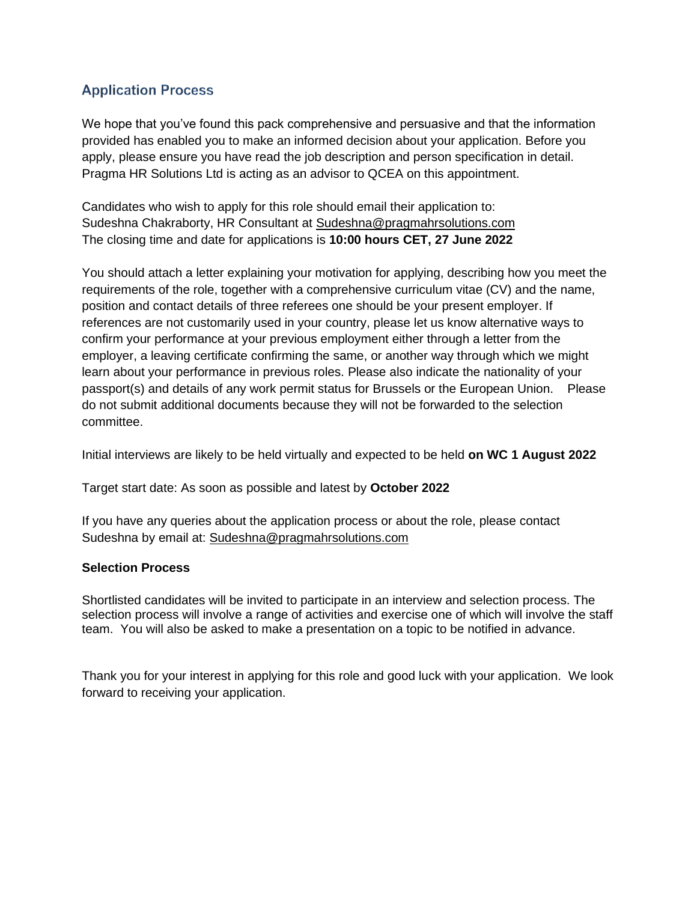## Application Process

We hope that you've found this pack comprehensive and persuasive and that the information provided has enabled you to make an informed decision about your application. Before you apply, please ensure you have read the job description and person specification in detail. Pragma HR Solutions Ltd is acting as an advisor to QCEA on this appointment.

Candidates who wish to apply for this role should email their application to:
Sudeshna Chakraborty, HR Consultant at Sudeshna@pragmahrsolutions.com
The closing time and date for applications is **10:00 hours CET, 27 June 2022**

You should attach a letter explaining your motivation for applying, describing how you meet the requirements of the role, together with a comprehensive curriculum vitae (CV) and the name, position and contact details of three referees one should be your present employer. If references are not customarily used in your country, please let us know alternative ways to confirm your performance at your previous employment either through a letter from the employer, a leaving certificate confirming the same, or another way through which we might learn about your performance in previous roles. Please also indicate the nationality of your passport(s) and details of any work permit status for Brussels or the European Union. Please do not submit additional documents because they will not be forwarded to the selection committee.

Initial interviews are likely to be held virtually and expected to be held **on WC 1 August 2022**

Target start date: As soon as possible and latest by **October 2022**

If you have any queries about the application process or about the role, please contact Sudeshna by email at: Sudeshna@pragmahrsolutions.com

**Selection Process**

Shortlisted candidates will be invited to participate in an interview and selection process. The selection process will involve a range of activities and exercise one of which will involve the staff team. You will also be asked to make a presentation on a topic to be notified in advance.

Thank you for your interest in applying for this role and good luck with your application. We look forward to receiving your application.